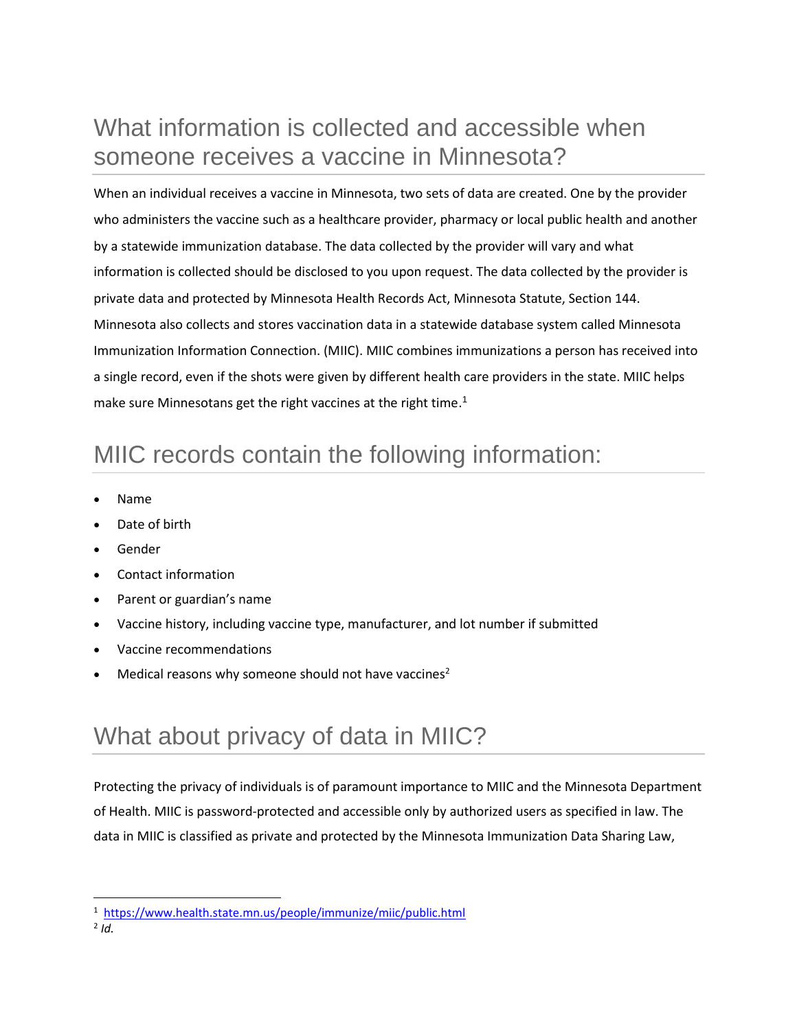# What information is collected and accessible when someone receives a vaccine in Minnesota?

When an individual receives a vaccine in Minnesota, two sets of data are created. One by the provider who administers the vaccine such as a healthcare provider, pharmacy or local public health and another by a statewide immunization database. The data collected by the provider will vary and what information is collected should be disclosed to you upon request. The data collected by the provider is private data and protected by Minnesota Health Records Act, Minnesota Statute, Section 144. Minnesota also collects and stores vaccination data in a statewide database system called Minnesota Immunization Information Connection. (MIIC). MIIC combines immunizations a person has received into a single record, even if the shots were given by different health care providers in the state. MIIC helps make sure Minnesotans get the right vaccines at the right time.[1]

# MIIC records contain the following information:

- Name
- Date of birth
- Gender
- Contact information
- Parent or guardian's name
- Vaccine history, including vaccine type, manufacturer, and lot number if submitted
- Vaccine recommendations
- Medical reasons why someone should not have vaccines[2]

# What about privacy of data in MIIC?

Protecting the privacy of individuals is of paramount importance to MIIC and the Minnesota Department of Health. MIIC is password-protected and accessible only by authorized users as specified in law. The data in MIIC is classified as private and protected by the Minnesota Immunization Data Sharing Law,

---

[1] https://www.health.state.mn.us/people/immunize/miic/public.html

[2] *Id.*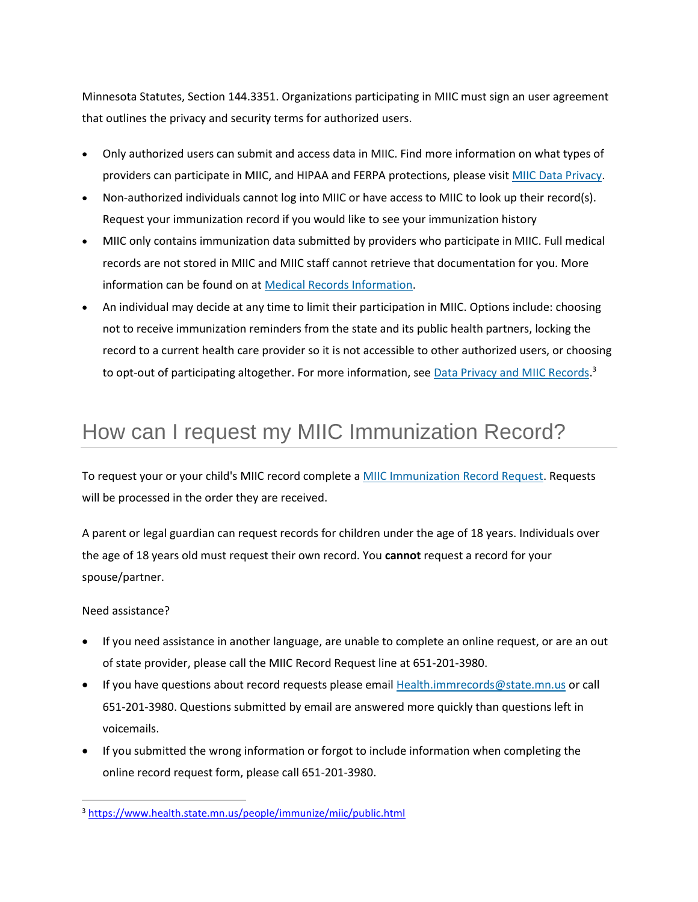Minnesota Statutes, Section 144.3351. Organizations participating in MIIC must sign an user agreement that outlines the privacy and security terms for authorized users.

- Only authorized users can submit and access data in MIIC. Find more information on what types of providers can participate in MIIC, and HIPAA and FERPA protections, please visit [MIIC Data Privacy](#).
- Non-authorized individuals cannot log into MIIC or have access to MIIC to look up their record(s). Request your immunization record if you would like to see your immunization history
- MIIC only contains immunization data submitted by providers who participate in MIIC. Full medical records are not stored in MIIC and MIIC staff cannot retrieve that documentation for you. More information can be found on at [Medical Records Information](#).
- An individual may decide at any time to limit their participation in MIIC. Options include: choosing not to receive immunization reminders from the state and its public health partners, locking the record to a current health care provider so it is not accessible to other authorized users, or choosing to opt-out of participating altogether. For more information, see [Data Privacy and MIIC Records](#).[3]

## How can I request my MIIC Immunization Record?

To request your or your child's MIIC record complete a [MIIC Immunization Record Request](#). Requests will be processed in the order they are received.

A parent or legal guardian can request records for children under the age of 18 years. Individuals over the age of 18 years old must request their own record. You **cannot** request a record for your spouse/partner.

Need assistance?

- If you need assistance in another language, are unable to complete an online request, or are an out of state provider, please call the MIIC Record Request line at 651-201-3980.
- If you have questions about record requests please email [Health.immrecords@state.mn.us](mailto:Health.immrecords@state.mn.us) or call 651-201-3980. Questions submitted by email are answered more quickly than questions left in voicemails.
- If you submitted the wrong information or forgot to include information when completing the online record request form, please call 651-201-3980.

[3] https://www.health.state.mn.us/people/immunize/miic/public.html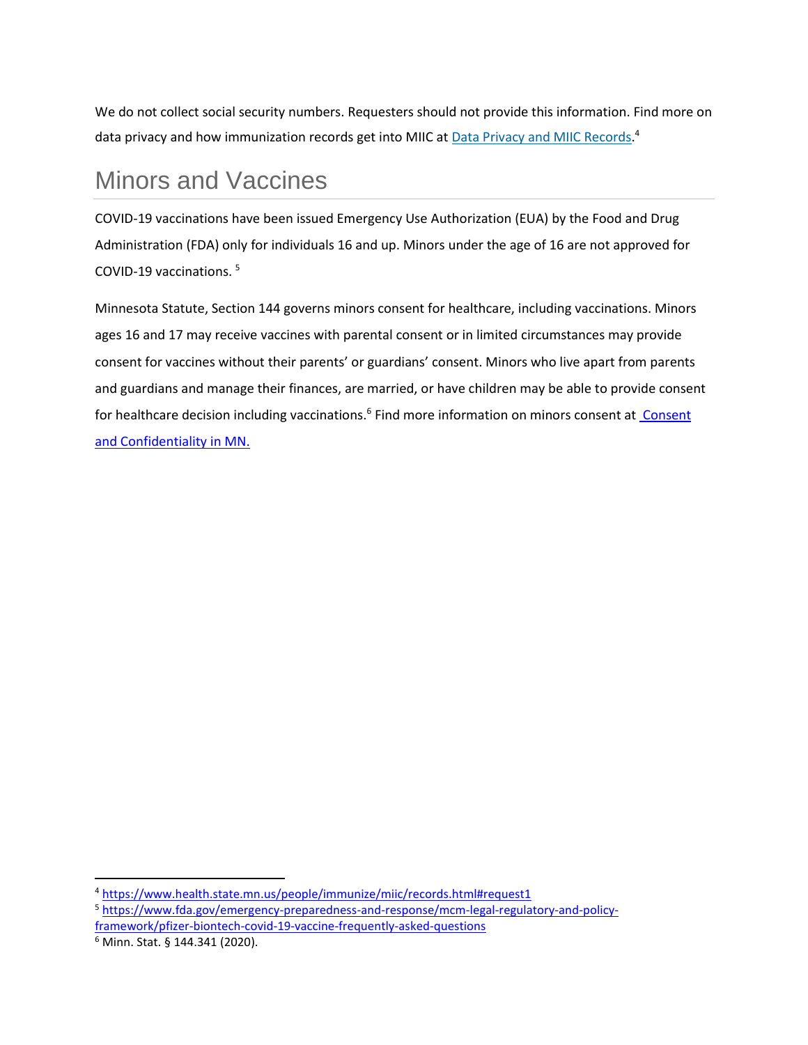We do not collect social security numbers. Requesters should not provide this information. Find more on data privacy and how immunization records get into MIIC at [Data Privacy and MIIC Records](https://www.health.state.mn.us/people/immunize/miic/records.html#request1).[4]

## Minors and Vaccines

COVID-19 vaccinations have been issued Emergency Use Authorization (EUA) by the Food and Drug Administration (FDA) only for individuals 16 and up. Minors under the age of 16 are not approved for COVID-19 vaccinations. [5]

Minnesota Statute, Section 144 governs minors consent for healthcare, including vaccinations. Minors ages 16 and 17 may receive vaccines with parental consent or in limited circumstances may provide consent for vaccines without their parents' or guardians' consent. Minors who live apart from parents and guardians and manage their finances, are married, or have children may be able to provide consent for healthcare decision including vaccinations.[6] Find more information on minors consent at Consent and Confidentiality in MN.

---

[4] https://www.health.state.mn.us/people/immunize/miic/records.html#request1

[5] https://www.fda.gov/emergency-preparedness-and-response/mcm-legal-regulatory-and-policy-framework/pfizer-biontech-covid-19-vaccine-frequently-asked-questions

[6] Minn. Stat. § 144.341 (2020).